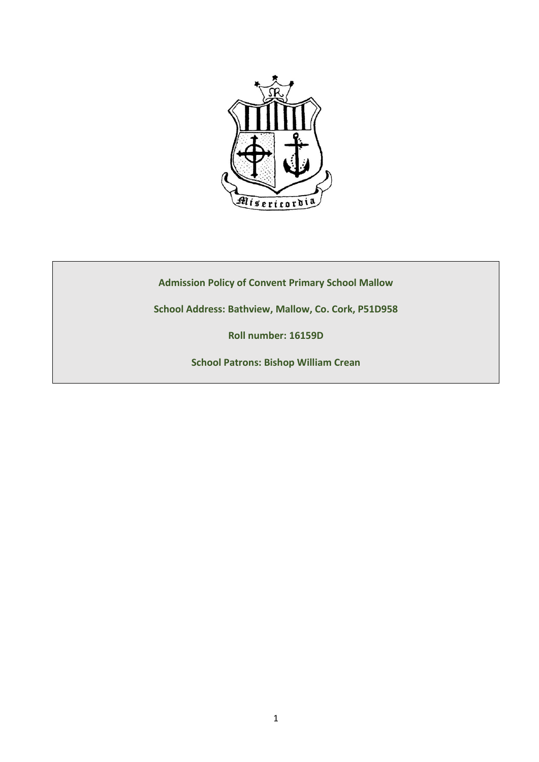**Admission Policy of Convent Primary School Mallow**

**School Address: Bathview, Mallow, Co. Cork, P51D958**

**Roll number: 16159D**

**School Patrons: Bishop William Crean**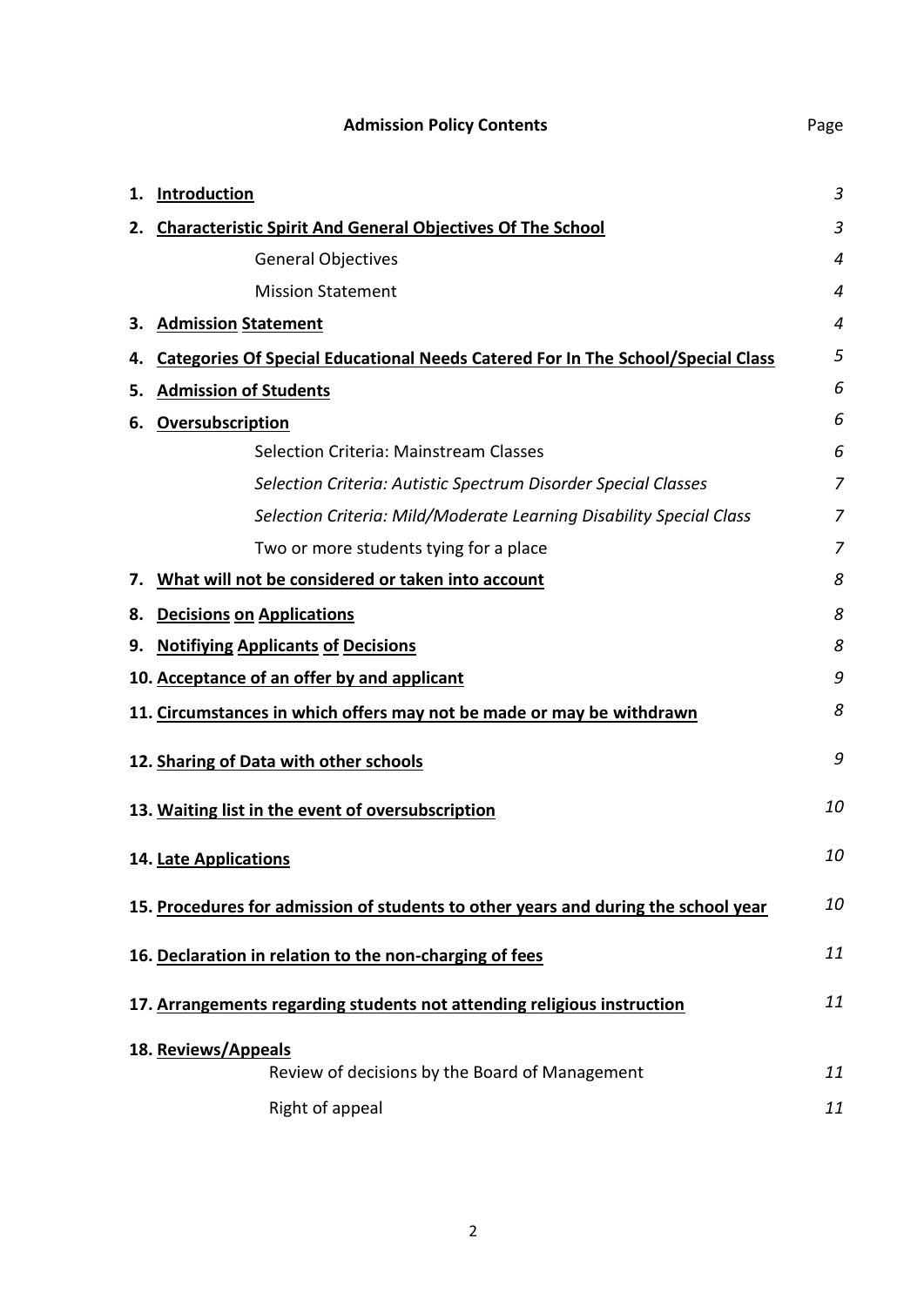**Admission Policy Contents** Page

| | | Page |
|---|---|---|
| 1. | **Introduction** | *3* |
| 2. | **Characteristic Spirit And General Objectives Of The School** | *3* |
| | General Objectives | *4* |
| | Mission Statement | *4* |
| 3. | **Admission Statement** | *4* |
| 4. | **Categories Of Special Educational Needs Catered For In The School/Special Class** | *5* |
| 5. | **Admission of Students** | *6* |
| 6. | **Oversubscription** | *6* |
| | Selection Criteria: Mainstream Classes | *6* |
| | *Selection Criteria: Autistic Spectrum Disorder Special Classes* | *7* |
| | *Selection Criteria: Mild/Moderate Learning Disability Special Class* | *7* |
| | Two or more students tying for a place | *7* |
| 7. | **What will not be considered or taken into account** | *8* |
| 8. | **Decisions on Applications** | *8* |
| 9. | **Notifiying Applicants of Decisions** | *8* |
| 10. | **Acceptance of an offer by and applicant** | *9* |
| 11. | **Circumstances in which offers may not be made or may be withdrawn** | *8* |
| 12. | **Sharing of Data with other schools** | *9* |
| 13. | **Waiting list in the event of oversubscription** | *10* |
| 14. | **Late Applications** | *10* |
| 15. | **Procedures for admission of students to other years and during the school year** | *10* |
| 16. | **Declaration in relation to the non-charging of fees** | *11* |
| 17. | **Arrangements regarding students not attending religious instruction** | *11* |
| 18. | **Reviews/Appeals** | |
| | Review of decisions by the Board of Management | *11* |
| | Right of appeal | *11* |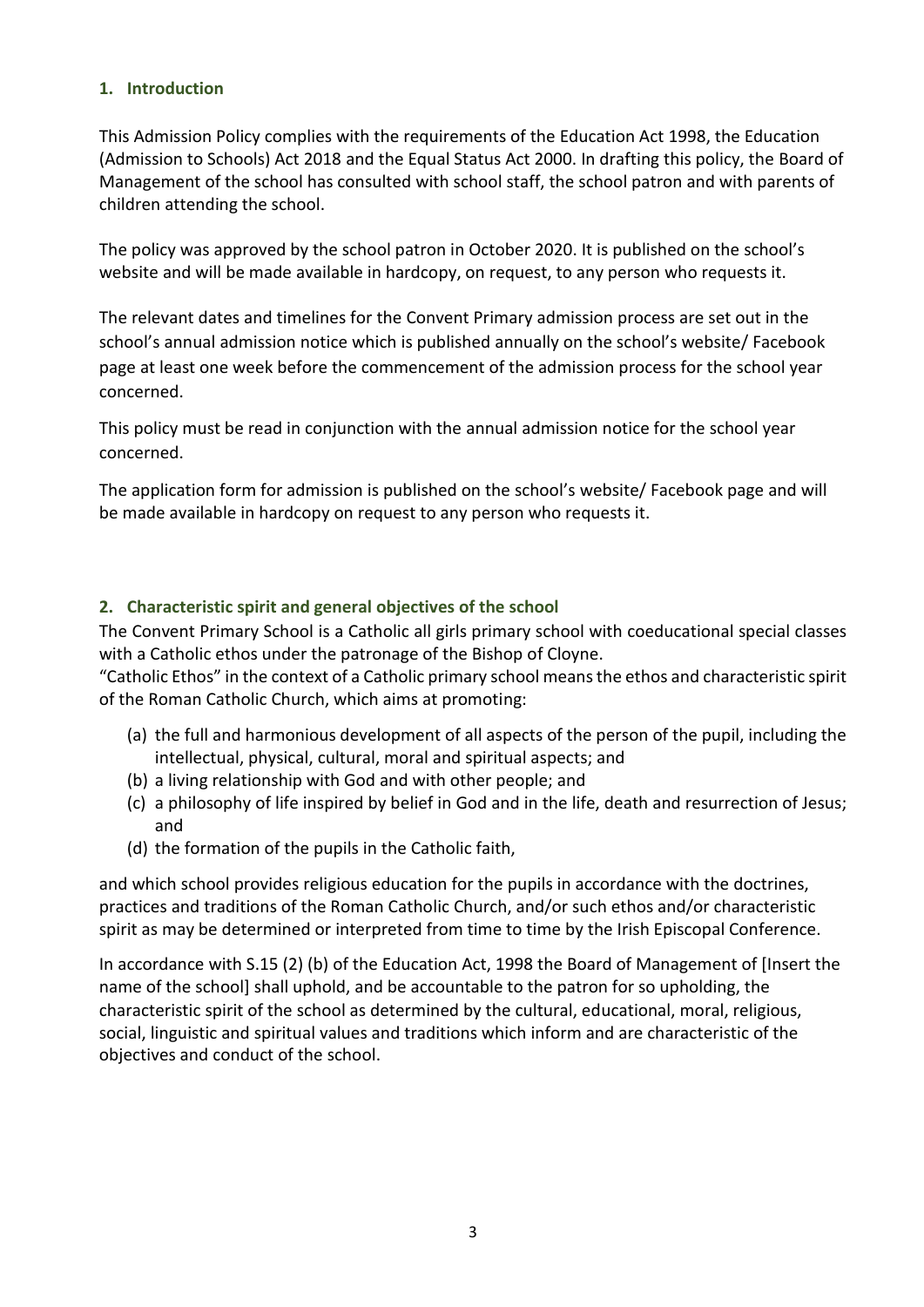## 1. Introduction

This Admission Policy complies with the requirements of the Education Act 1998, the Education (Admission to Schools) Act 2018 and the Equal Status Act 2000. In drafting this policy, the Board of Management of the school has consulted with school staff, the school patron and with parents of children attending the school.

The policy was approved by the school patron in October 2020. It is published on the school's website and will be made available in hardcopy, on request, to any person who requests it.

The relevant dates and timelines for the Convent Primary admission process are set out in the school's annual admission notice which is published annually on the school's website/ Facebook page at least one week before the commencement of the admission process for the school year concerned.

This policy must be read in conjunction with the annual admission notice for the school year concerned.

The application form for admission is published on the school's website/ Facebook page and will be made available in hardcopy on request to any person who requests it.

## 2. Characteristic spirit and general objectives of the school

The Convent Primary School is a Catholic all girls primary school with coeducational special classes with a Catholic ethos under the patronage of the Bishop of Cloyne.

"Catholic Ethos" in the context of a Catholic primary school means the ethos and characteristic spirit of the Roman Catholic Church, which aims at promoting:

(a) the full and harmonious development of all aspects of the person of the pupil, including the intellectual, physical, cultural, moral and spiritual aspects; and
(b) a living relationship with God and with other people; and
(c) a philosophy of life inspired by belief in God and in the life, death and resurrection of Jesus; and
(d) the formation of the pupils in the Catholic faith,

and which school provides religious education for the pupils in accordance with the doctrines, practices and traditions of the Roman Catholic Church, and/or such ethos and/or characteristic spirit as may be determined or interpreted from time to time by the Irish Episcopal Conference.

In accordance with S.15 (2) (b) of the Education Act, 1998 the Board of Management of [Insert the name of the school] shall uphold, and be accountable to the patron for so upholding, the characteristic spirit of the school as determined by the cultural, educational, moral, religious, social, linguistic and spiritual values and traditions which inform and are characteristic of the objectives and conduct of the school.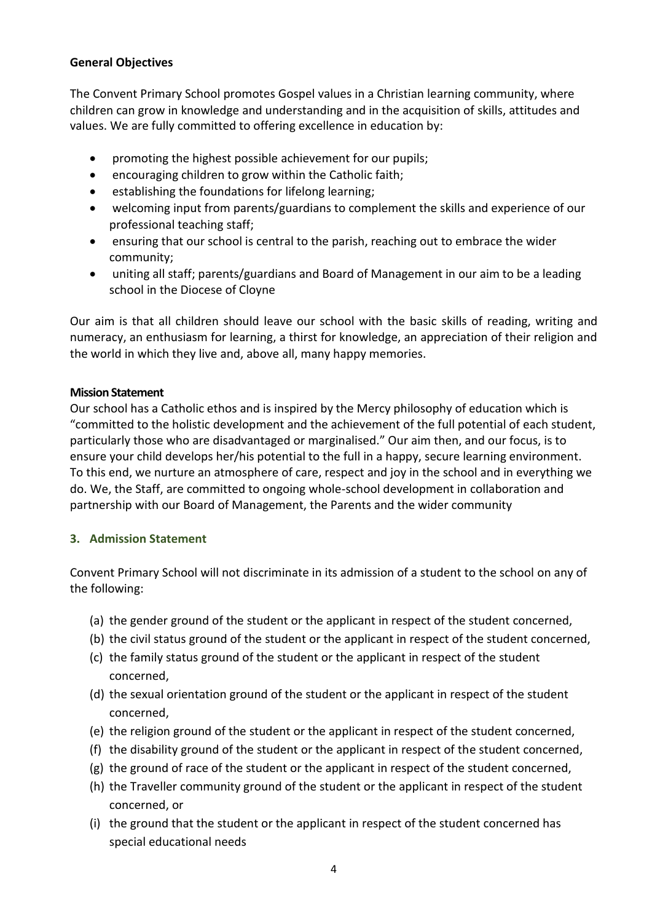**General Objectives**

The Convent Primary School promotes Gospel values in a Christian learning community, where children can grow in knowledge and understanding and in the acquisition of skills, attitudes and values. We are fully committed to offering excellence in education by:

- promoting the highest possible achievement for our pupils;
- encouraging children to grow within the Catholic faith;
- establishing the foundations for lifelong learning;
- welcoming input from parents/guardians to complement the skills and experience of our professional teaching staff;
- ensuring that our school is central to the parish, reaching out to embrace the wider community;
- uniting all staff; parents/guardians and Board of Management in our aim to be a leading school in the Diocese of Cloyne

Our aim is that all children should leave our school with the basic skills of reading, writing and numeracy, an enthusiasm for learning, a thirst for knowledge, an appreciation of their religion and the world in which they live and, above all, many happy memories.

**Mission Statement**

Our school has a Catholic ethos and is inspired by the Mercy philosophy of education which is "committed to the holistic development and the achievement of the full potential of each student, particularly those who are disadvantaged or marginalised." Our aim then, and our focus, is to ensure your child develops her/his potential to the full in a happy, secure learning environment. To this end, we nurture an atmosphere of care, respect and joy in the school and in everything we do. We, the Staff, are committed to ongoing whole-school development in collaboration and partnership with our Board of Management, the Parents and the wider community

## 3. Admission Statement

Convent Primary School will not discriminate in its admission of a student to the school on any of the following:

(a) the gender ground of the student or the applicant in respect of the student concerned,
(b) the civil status ground of the student or the applicant in respect of the student concerned,
(c) the family status ground of the student or the applicant in respect of the student concerned,
(d) the sexual orientation ground of the student or the applicant in respect of the student concerned,
(e) the religion ground of the student or the applicant in respect of the student concerned,
(f) the disability ground of the student or the applicant in respect of the student concerned,
(g) the ground of race of the student or the applicant in respect of the student concerned,
(h) the Traveller community ground of the student or the applicant in respect of the student concerned, or
(i) the ground that the student or the applicant in respect of the student concerned has special educational needs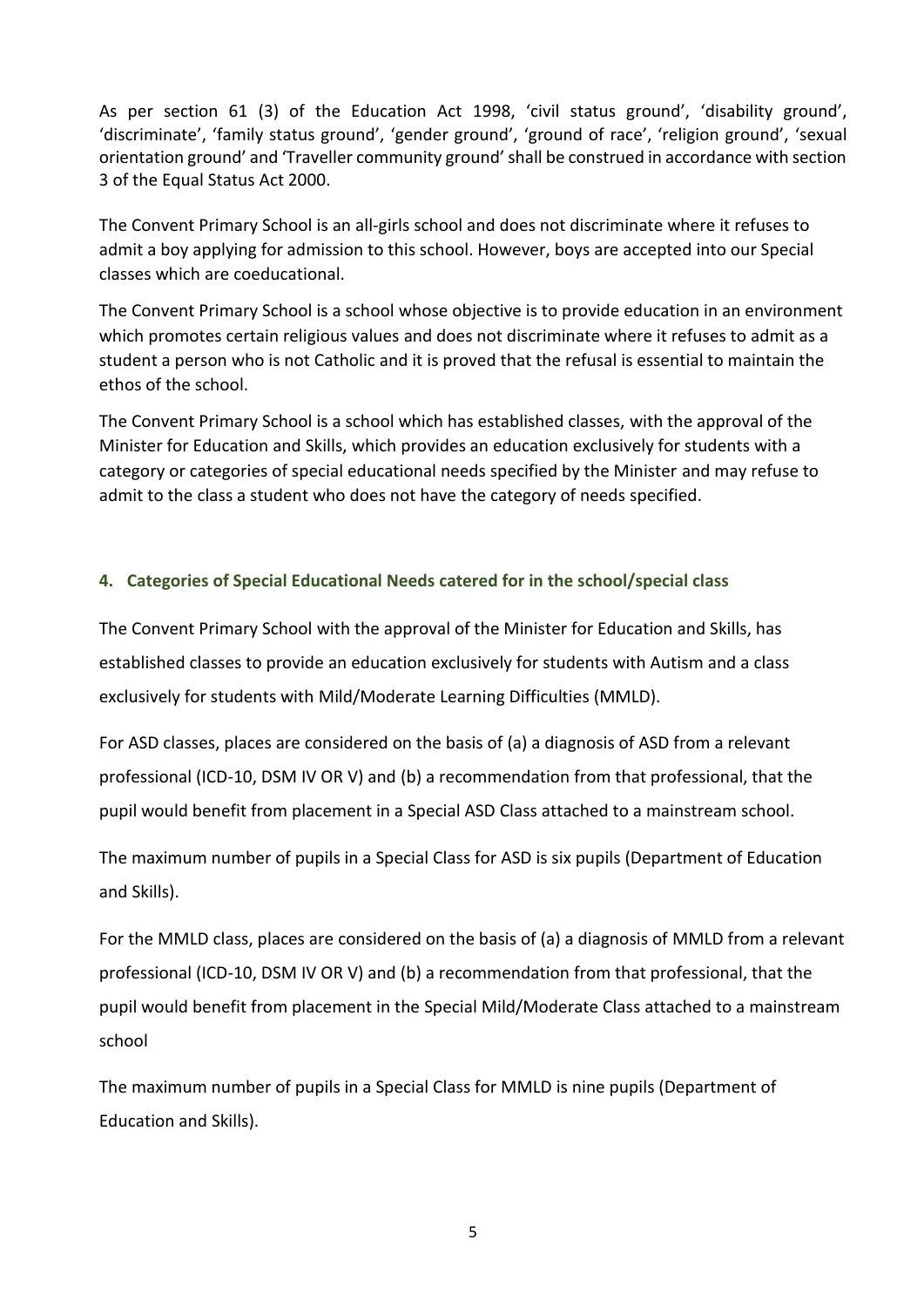As per section 61 (3) of the Education Act 1998, 'civil status ground', 'disability ground', 'discriminate', 'family status ground', 'gender ground', 'ground of race', 'religion ground', 'sexual orientation ground' and 'Traveller community ground' shall be construed in accordance with section 3 of the Equal Status Act 2000.

The Convent Primary School is an all-girls school and does not discriminate where it refuses to admit a boy applying for admission to this school. However, boys are accepted into our Special classes which are coeducational.

The Convent Primary School is a school whose objective is to provide education in an environment which promotes certain religious values and does not discriminate where it refuses to admit as a student a person who is not Catholic and it is proved that the refusal is essential to maintain the ethos of the school.

The Convent Primary School is a school which has established classes, with the approval of the Minister for Education and Skills, which provides an education exclusively for students with a category or categories of special educational needs specified by the Minister and may refuse to admit to the class a student who does not have the category of needs specified.

## 4. Categories of Special Educational Needs catered for in the school/special class

The Convent Primary School with the approval of the Minister for Education and Skills, has established classes to provide an education exclusively for students with Autism and a class exclusively for students with Mild/Moderate Learning Difficulties (MMLD).

For ASD classes, places are considered on the basis of (a) a diagnosis of ASD from a relevant professional (ICD-10, DSM IV OR V) and (b) a recommendation from that professional, that the pupil would benefit from placement in a Special ASD Class attached to a mainstream school.

The maximum number of pupils in a Special Class for ASD is six pupils (Department of Education and Skills).

For the MMLD class, places are considered on the basis of (a) a diagnosis of MMLD from a relevant professional (ICD-10, DSM IV OR V) and (b) a recommendation from that professional, that the pupil would benefit from placement in the Special Mild/Moderate Class attached to a mainstream school

The maximum number of pupils in a Special Class for MMLD is nine pupils (Department of Education and Skills).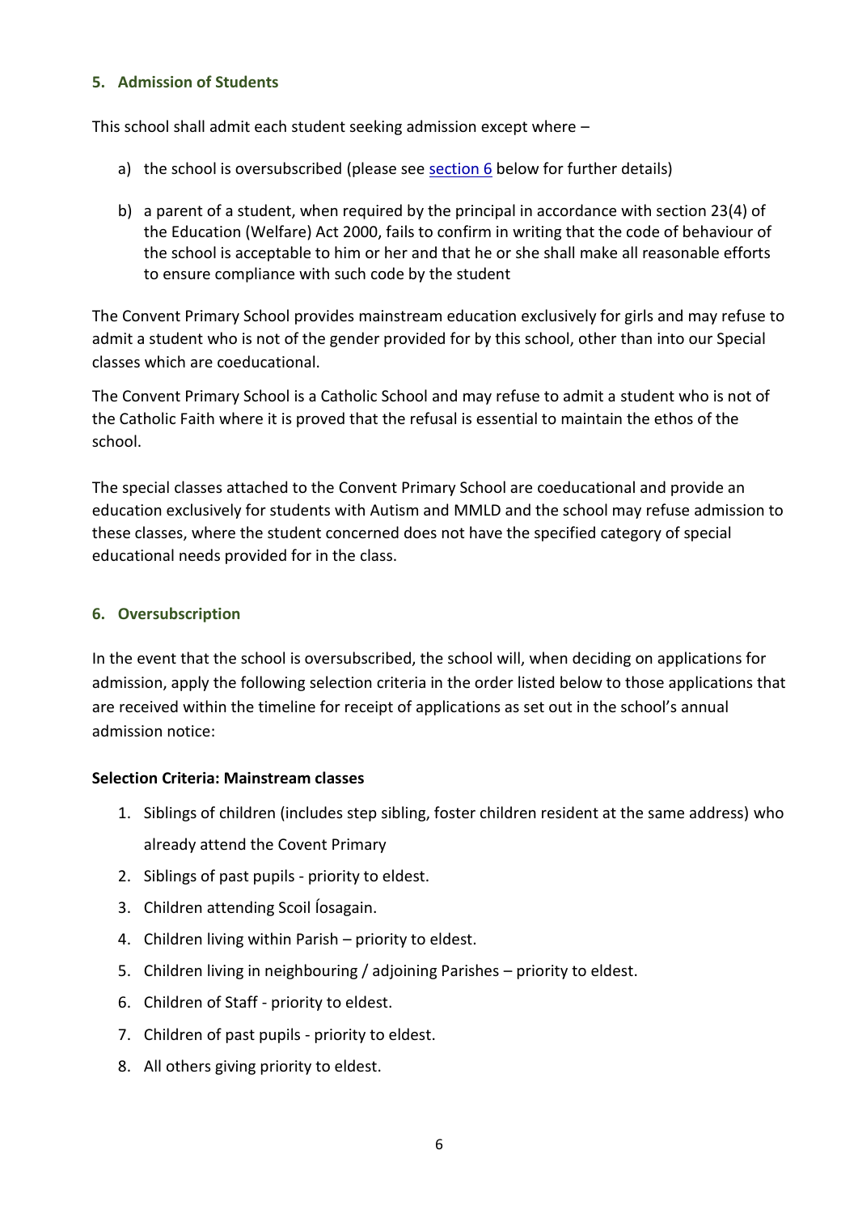## 5. Admission of Students

This school shall admit each student seeking admission except where –

a) the school is oversubscribed (please see section 6 below for further details)

b) a parent of a student, when required by the principal in accordance with section 23(4) of the Education (Welfare) Act 2000, fails to confirm in writing that the code of behaviour of the school is acceptable to him or her and that he or she shall make all reasonable efforts to ensure compliance with such code by the student

The Convent Primary School provides mainstream education exclusively for girls and may refuse to admit a student who is not of the gender provided for by this school, other than into our Special classes which are coeducational.

The Convent Primary School is a Catholic School and may refuse to admit a student who is not of the Catholic Faith where it is proved that the refusal is essential to maintain the ethos of the school.

The special classes attached to the Convent Primary School are coeducational and provide an education exclusively for students with Autism and MMLD and the school may refuse admission to these classes, where the student concerned does not have the specified category of special educational needs provided for in the class.

## 6. Oversubscription

In the event that the school is oversubscribed, the school will, when deciding on applications for admission, apply the following selection criteria in the order listed below to those applications that are received within the timeline for receipt of applications as set out in the school's annual admission notice:

**Selection Criteria: Mainstream classes**

1. Siblings of children (includes step sibling, foster children resident at the same address) who already attend the Covent Primary
2. Siblings of past pupils - priority to eldest.
3. Children attending Scoil Íosagain.
4. Children living within Parish – priority to eldest.
5. Children living in neighbouring / adjoining Parishes – priority to eldest.
6. Children of Staff - priority to eldest.
7. Children of past pupils - priority to eldest.
8. All others giving priority to eldest.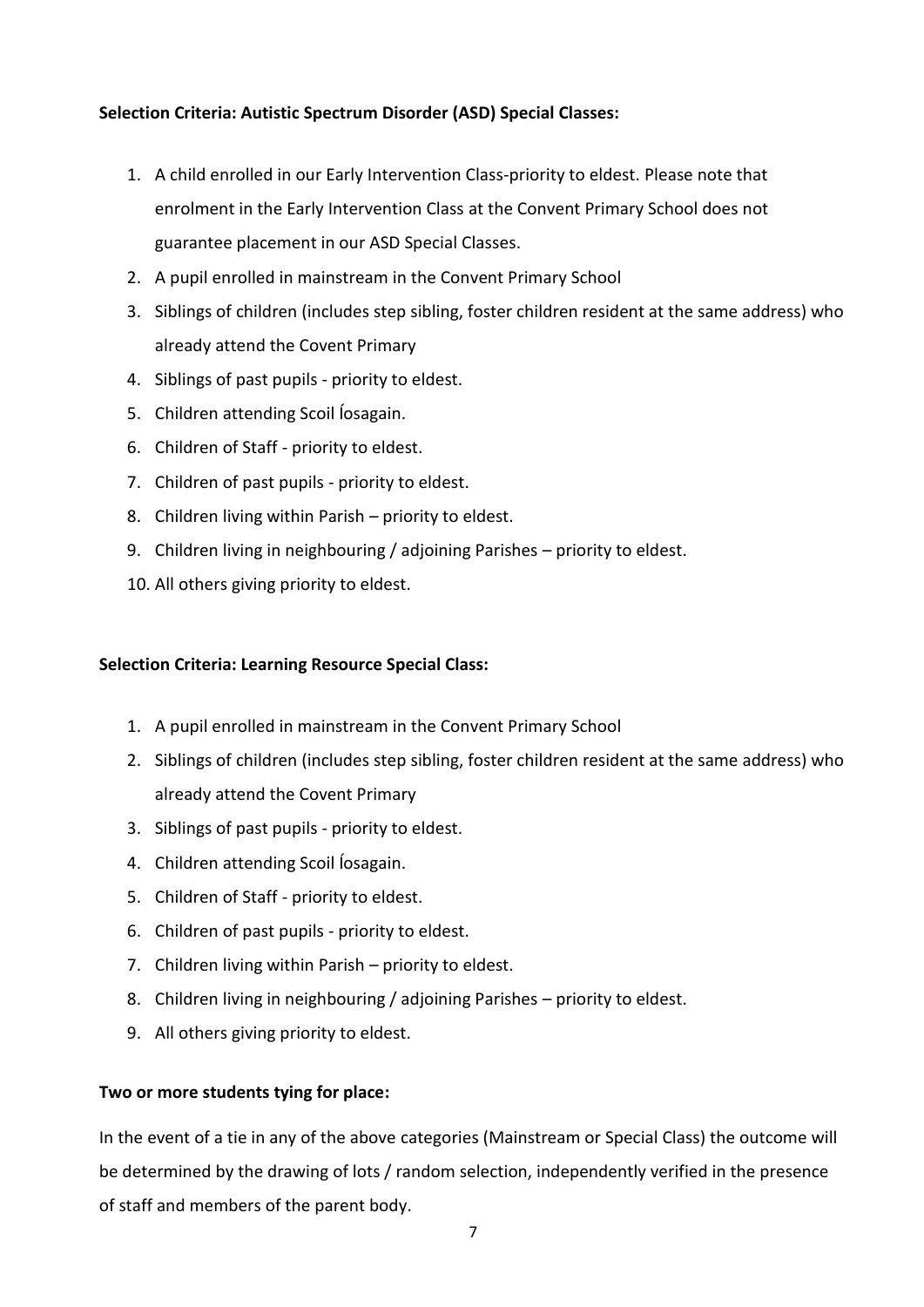**Selection Criteria: Autistic Spectrum Disorder (ASD) Special Classes:**

1. A child enrolled in our Early Intervention Class-priority to eldest. Please note that enrolment in the Early Intervention Class at the Convent Primary School does not guarantee placement in our ASD Special Classes.
2. A pupil enrolled in mainstream in the Convent Primary School
3. Siblings of children (includes step sibling, foster children resident at the same address) who already attend the Covent Primary
4. Siblings of past pupils - priority to eldest.
5. Children attending Scoil Íosagain.
6. Children of Staff - priority to eldest.
7. Children of past pupils - priority to eldest.
8. Children living within Parish – priority to eldest.
9. Children living in neighbouring / adjoining Parishes – priority to eldest.
10. All others giving priority to eldest.

**Selection Criteria: Learning Resource Special Class:**

1. A pupil enrolled in mainstream in the Convent Primary School
2. Siblings of children (includes step sibling, foster children resident at the same address) who already attend the Covent Primary
3. Siblings of past pupils - priority to eldest.
4. Children attending Scoil Íosagain.
5. Children of Staff - priority to eldest.
6. Children of past pupils - priority to eldest.
7. Children living within Parish – priority to eldest.
8. Children living in neighbouring / adjoining Parishes – priority to eldest.
9. All others giving priority to eldest.

**Two or more students tying for place:**

In the event of a tie in any of the above categories (Mainstream or Special Class) the outcome will be determined by the drawing of lots / random selection, independently verified in the presence of staff and members of the parent body.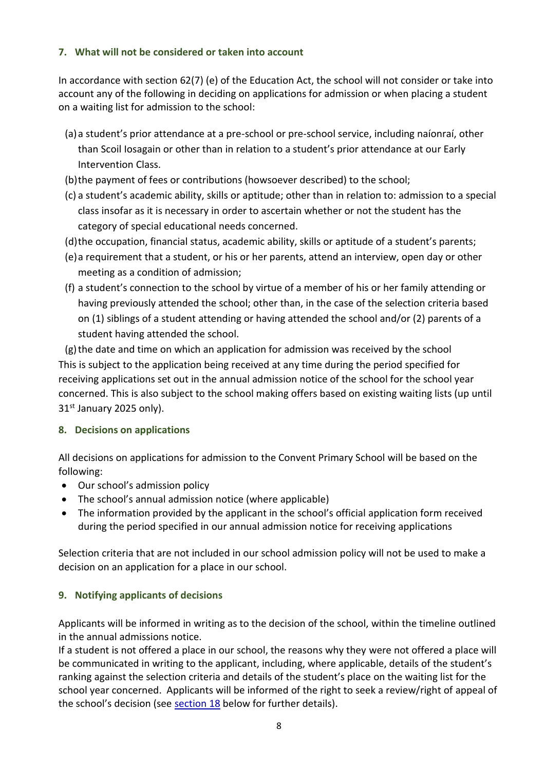### 7. What will not be considered or taken into account

In accordance with section 62(7) (e) of the Education Act, the school will not consider or take into account any of the following in deciding on applications for admission or when placing a student on a waiting list for admission to the school:

(a) a student's prior attendance at a pre-school or pre-school service, including naíonraí, other than Scoil Iosagain or other than in relation to a student's prior attendance at our Early Intervention Class.

(b) the payment of fees or contributions (howsoever described) to the school;

(c) a student's academic ability, skills or aptitude; other than in relation to: admission to a special class insofar as it is necessary in order to ascertain whether or not the student has the category of special educational needs concerned.

(d) the occupation, financial status, academic ability, skills or aptitude of a student's parents;

(e) a requirement that a student, or his or her parents, attend an interview, open day or other meeting as a condition of admission;

(f) a student's connection to the school by virtue of a member of his or her family attending or having previously attended the school; other than, in the case of the selection criteria based on (1) siblings of a student attending or having attended the school and/or (2) parents of a student having attended the school.

(g) the date and time on which an application for admission was received by the school

This is subject to the application being received at any time during the period specified for receiving applications set out in the annual admission notice of the school for the school year concerned. This is also subject to the school making offers based on existing waiting lists (up until 31st January 2025 only).

### 8. Decisions on applications

All decisions on applications for admission to the Convent Primary School will be based on the following:

- Our school's admission policy
- The school's annual admission notice (where applicable)
- The information provided by the applicant in the school's official application form received during the period specified in our annual admission notice for receiving applications

Selection criteria that are not included in our school admission policy will not be used to make a decision on an application for a place in our school.

### 9. Notifying applicants of decisions

Applicants will be informed in writing as to the decision of the school, within the timeline outlined in the annual admissions notice.

If a student is not offered a place in our school, the reasons why they were not offered a place will be communicated in writing to the applicant, including, where applicable, details of the student's ranking against the selection criteria and details of the student's place on the waiting list for the school year concerned. Applicants will be informed of the right to seek a review/right of appeal of the school's decision (see section 18 below for further details).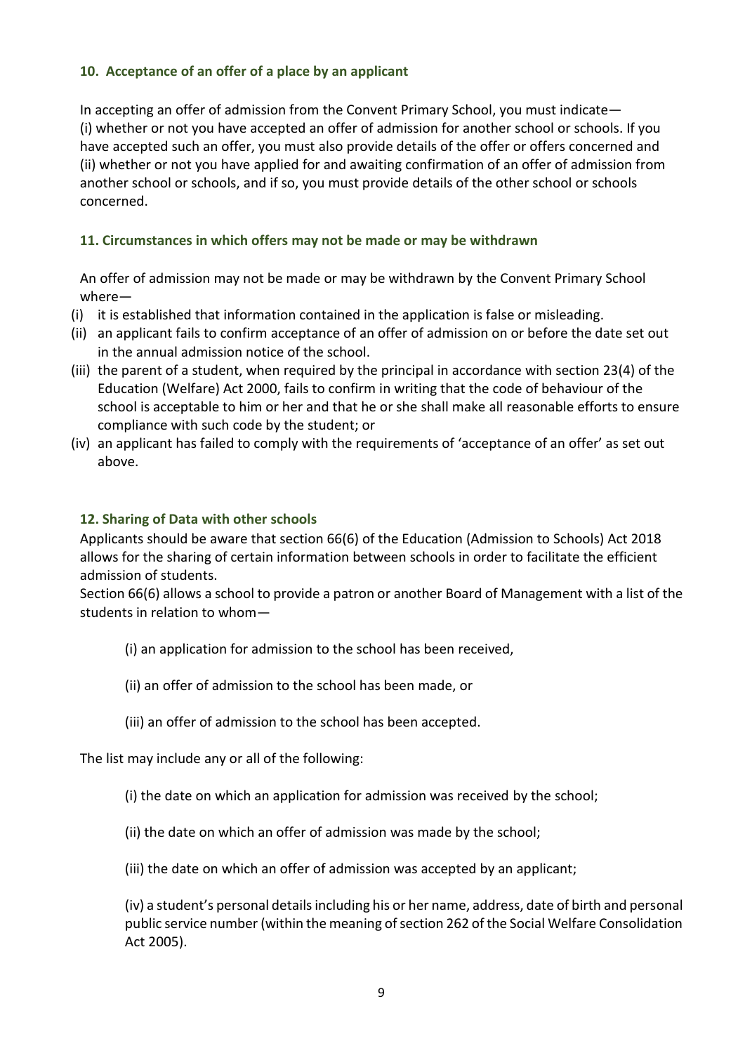### 10. Acceptance of an offer of a place by an applicant

In accepting an offer of admission from the Convent Primary School, you must indicate—
(i) whether or not you have accepted an offer of admission for another school or schools. If you have accepted such an offer, you must also provide details of the offer or offers concerned and
(ii) whether or not you have applied for and awaiting confirmation of an offer of admission from another school or schools, and if so, you must provide details of the other school or schools concerned.

### 11. Circumstances in which offers may not be made or may be withdrawn

An offer of admission may not be made or may be withdrawn by the Convent Primary School where—

(i) it is established that information contained in the application is false or misleading.
(ii) an applicant fails to confirm acceptance of an offer of admission on or before the date set out in the annual admission notice of the school.
(iii) the parent of a student, when required by the principal in accordance with section 23(4) of the Education (Welfare) Act 2000, fails to confirm in writing that the code of behaviour of the school is acceptable to him or her and that he or she shall make all reasonable efforts to ensure compliance with such code by the student; or
(iv) an applicant has failed to comply with the requirements of 'acceptance of an offer' as set out above.

### 12. Sharing of Data with other schools

Applicants should be aware that section 66(6) of the Education (Admission to Schools) Act 2018 allows for the sharing of certain information between schools in order to facilitate the efficient admission of students.
Section 66(6) allows a school to provide a patron or another Board of Management with a list of the students in relation to whom—

(i) an application for admission to the school has been received,

(ii) an offer of admission to the school has been made, or

(iii) an offer of admission to the school has been accepted.

The list may include any or all of the following:

(i) the date on which an application for admission was received by the school;

(ii) the date on which an offer of admission was made by the school;

(iii) the date on which an offer of admission was accepted by an applicant;

(iv) a student's personal details including his or her name, address, date of birth and personal public service number (within the meaning of section 262 of the Social Welfare Consolidation Act 2005).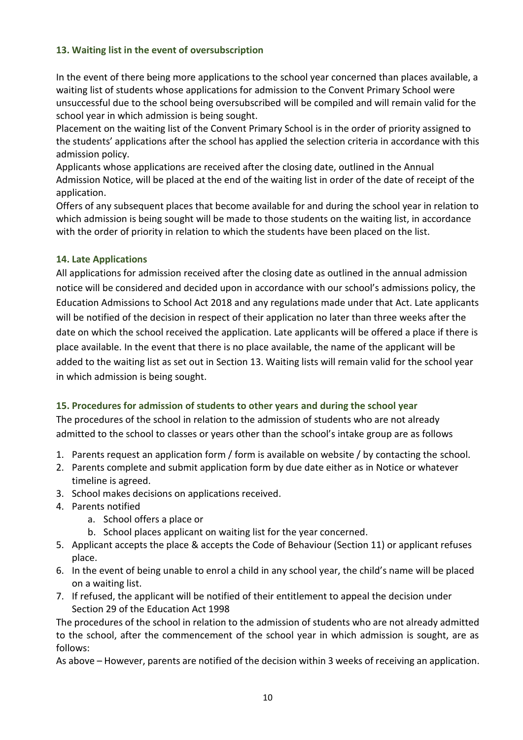### 13. Waiting list in the event of oversubscription

In the event of there being more applications to the school year concerned than places available, a waiting list of students whose applications for admission to the Convent Primary School were unsuccessful due to the school being oversubscribed will be compiled and will remain valid for the school year in which admission is being sought.

Placement on the waiting list of the Convent Primary School is in the order of priority assigned to the students' applications after the school has applied the selection criteria in accordance with this admission policy.

Applicants whose applications are received after the closing date, outlined in the Annual Admission Notice, will be placed at the end of the waiting list in order of the date of receipt of the application.

Offers of any subsequent places that become available for and during the school year in relation to which admission is being sought will be made to those students on the waiting list, in accordance with the order of priority in relation to which the students have been placed on the list.

### 14. Late Applications

All applications for admission received after the closing date as outlined in the annual admission notice will be considered and decided upon in accordance with our school's admissions policy, the Education Admissions to School Act 2018 and any regulations made under that Act. Late applicants will be notified of the decision in respect of their application no later than three weeks after the date on which the school received the application. Late applicants will be offered a place if there is place available. In the event that there is no place available, the name of the applicant will be added to the waiting list as set out in Section 13. Waiting lists will remain valid for the school year in which admission is being sought.

### 15. Procedures for admission of students to other years and during the school year

The procedures of the school in relation to the admission of students who are not already admitted to the school to classes or years other than the school's intake group are as follows

1. Parents request an application form / form is available on website / by contacting the school.
2. Parents complete and submit application form by due date either as in Notice or whatever timeline is agreed.
3. School makes decisions on applications received.
4. Parents notified
    a. School offers a place or
    b. School places applicant on waiting list for the year concerned.
5. Applicant accepts the place & accepts the Code of Behaviour (Section 11) or applicant refuses place.
6. In the event of being unable to enrol a child in any school year, the child's name will be placed on a waiting list.
7. If refused, the applicant will be notified of their entitlement to appeal the decision under Section 29 of the Education Act 1998

The procedures of the school in relation to the admission of students who are not already admitted to the school, after the commencement of the school year in which admission is sought, are as follows:

As above – However, parents are notified of the decision within 3 weeks of receiving an application.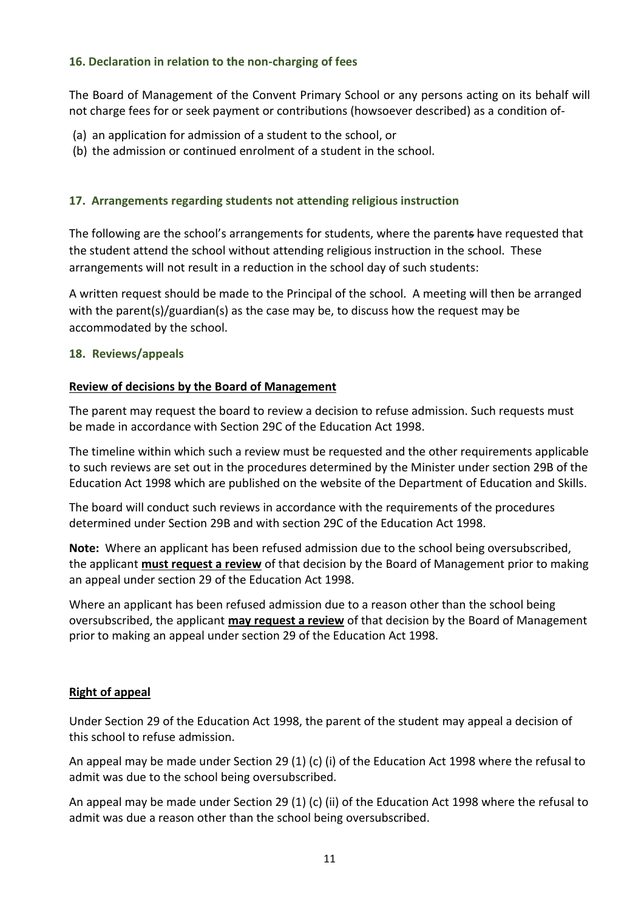## 16. Declaration in relation to the non-charging of fees

The Board of Management of the Convent Primary School or any persons acting on its behalf will not charge fees for or seek payment or contributions (howsoever described) as a condition of-

(a) an application for admission of a student to the school, or
(b) the admission or continued enrolment of a student in the school.

## 17. Arrangements regarding students not attending religious instruction

The following are the school's arrangements for students, where the parents have requested that the student attend the school without attending religious instruction in the school. These arrangements will not result in a reduction in the school day of such students:

A written request should be made to the Principal of the school. A meeting will then be arranged with the parent(s)/guardian(s) as the case may be, to discuss how the request may be accommodated by the school.

## 18. Reviews/appeals

**Review of decisions by the Board of Management**

The parent may request the board to review a decision to refuse admission. Such requests must be made in accordance with Section 29C of the Education Act 1998.

The timeline within which such a review must be requested and the other requirements applicable to such reviews are set out in the procedures determined by the Minister under section 29B of the Education Act 1998 which are published on the website of the Department of Education and Skills.

The board will conduct such reviews in accordance with the requirements of the procedures determined under Section 29B and with section 29C of the Education Act 1998.

**Note:** Where an applicant has been refused admission due to the school being oversubscribed, the applicant **must request a review** of that decision by the Board of Management prior to making an appeal under section 29 of the Education Act 1998.

Where an applicant has been refused admission due to a reason other than the school being oversubscribed, the applicant **may request a review** of that decision by the Board of Management prior to making an appeal under section 29 of the Education Act 1998.

**Right of appeal**

Under Section 29 of the Education Act 1998, the parent of the student may appeal a decision of this school to refuse admission.

An appeal may be made under Section 29 (1) (c) (i) of the Education Act 1998 where the refusal to admit was due to the school being oversubscribed.

An appeal may be made under Section 29 (1) (c) (ii) of the Education Act 1998 where the refusal to admit was due a reason other than the school being oversubscribed.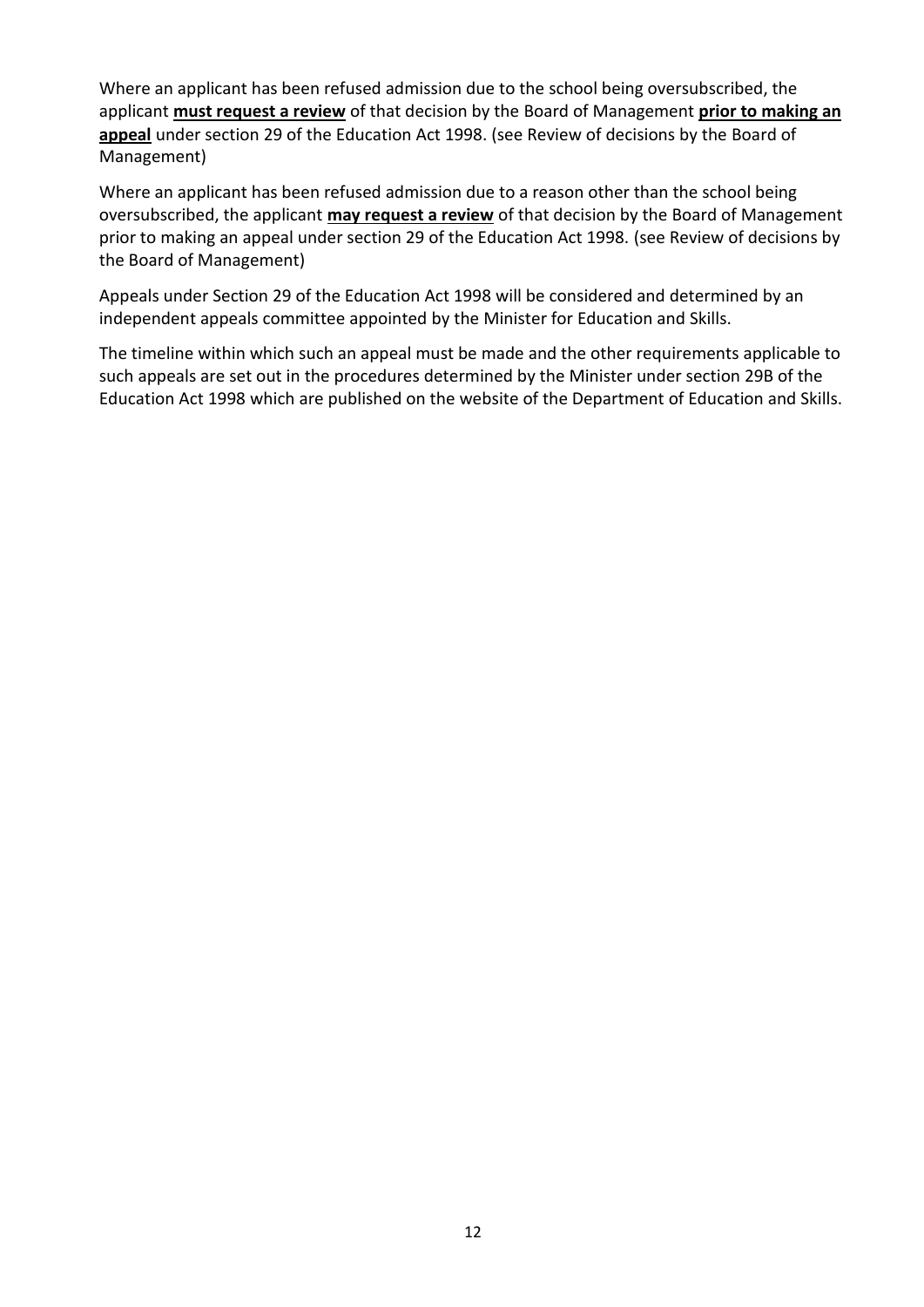Where an applicant has been refused admission due to the school being oversubscribed, the applicant **must request a review** of that decision by the Board of Management **prior to making an appeal** under section 29 of the Education Act 1998. (see Review of decisions by the Board of Management)

Where an applicant has been refused admission due to a reason other than the school being oversubscribed, the applicant **may request a review** of that decision by the Board of Management prior to making an appeal under section 29 of the Education Act 1998. (see Review of decisions by the Board of Management)

Appeals under Section 29 of the Education Act 1998 will be considered and determined by an independent appeals committee appointed by the Minister for Education and Skills.

The timeline within which such an appeal must be made and the other requirements applicable to such appeals are set out in the procedures determined by the Minister under section 29B of the Education Act 1998 which are published on the website of the Department of Education and Skills.